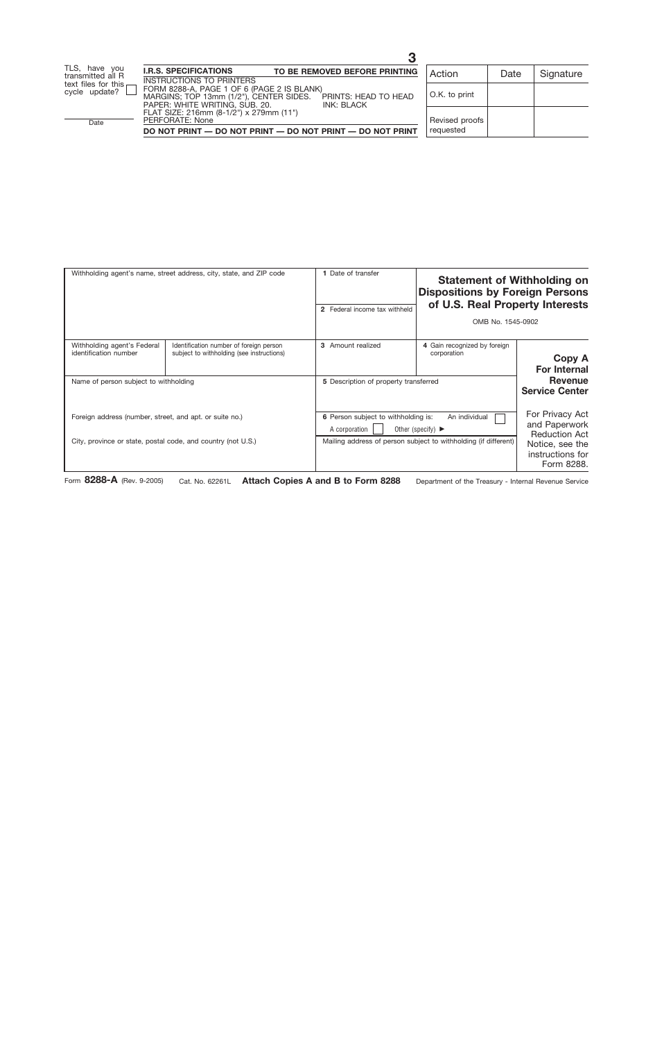3

| TLS, have you transmitted all R text files for this cycle update? ☐ |
|---|
| Date |

**I.R.S. SPECIFICATIONS** — **TO BE REMOVED BEFORE PRINTING**

INSTRUCTIONS TO PRINTERS
FORM 8288-A, PAGE 1 OF 6 (PAGE 2 IS BLANK)
MARGINS: TOP 13mm (1/2"), CENTER SIDES. PRINTS: HEAD TO HEAD
PAPER: WHITE WRITING, SUB. 20. INK: BLACK
FLAT SIZE: 216mm (8-1/2") x 279mm (11")
PERFORATE: None

**DO NOT PRINT — DO NOT PRINT — DO NOT PRINT — DO NOT PRINT**

| Action | Date | Signature |
|---|---|---|
| O.K. to print | | |
| Revised proofs requested | | |

| Withholding agent's name, street address, city, state, and ZIP code | | **1** Date of transfer / **2** Federal income tax withheld | **Statement of Withholding on Dispositions by Foreign Persons of U.S. Real Property Interests** OMB No. 1545-0902 | |
|---|---|---|---|---|
| Withholding agent's Federal identification number | Identification number of foreign person subject to withholding (see instructions) | **3** Amount realized | **4** Gain recognized by foreign corporation | **Copy A For Internal Revenue Service Center** |
| Name of person subject to withholding | | **5** Description of property transferred | | |
| Foreign address (number, street, and apt. or suite no.) | | **6** Person subject to withholding is: An individual ☐ A corporation ☐ Other (specify) ► | | For Privacy Act and Paperwork Reduction Act Notice, see the instructions for Form 8288. |
| City, province or state, postal code, and country (not U.S.) | | Mailing address of person subject to withholding (if different) | | |

Form **8288-A** (Rev. 9-2005) Cat. No. 62261L **Attach Copies A and B to Form 8288** Department of the Treasury - Internal Revenue Service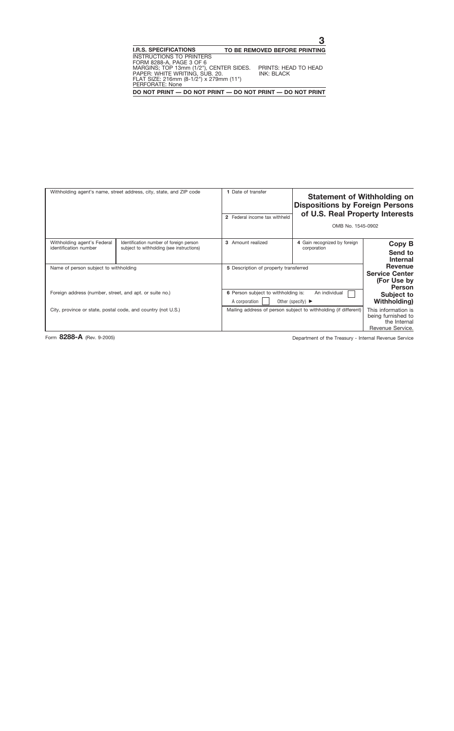3

**I.R.S. SPECIFICATIONS** **TO BE REMOVED BEFORE PRINTING**

INSTRUCTIONS TO PRINTERS
FORM 8288-A, PAGE 3 OF 6
MARGINS; TOP 13mm (1/2"), CENTER SIDES. PRINTS: HEAD TO HEAD
PAPER: WHITE WRITING, SUB. 20. INK: BLACK
FLAT SIZE: 216mm (8-1/2") x 279mm (11")
PERFORATE: None

**DO NOT PRINT — DO NOT PRINT — DO NOT PRINT — DO NOT PRINT**

| Withholding agent's name, street address, city, state, and ZIP code | | **1** Date of transfer<br><br>**2** Federal income tax withheld | **Statement of Withholding on Dispositions by Foreign Persons of U.S. Real Property Interests**<br><br>OMB No. 1545-0902 | |
|---|---|---|---|---|
| Withholding agent's Federal identification number | Identification number of foreign person subject to withholding (see instructions) | **3** Amount realized | **4** Gain recognized by foreign corporation | **Copy B**<br>**Send to Internal Revenue Service Center (For Use by Person Subject to Withholding)** |
| Name of person subject to withholding | | **5** Description of property transferred | | |
| Foreign address (number, street, and apt. or suite no.) | | **6** Person subject to withholding is: An individual ☐ A corporation ☐ Other (specify) ► | | |
| City, province or state, postal code, and country (not U.S.) | | Mailing address of person subject to withholding (if different) | | This information is being furnished to the Internal Revenue Service. |

Form **8288-A** (Rev. 9-2005) Department of the Treasury - Internal Revenue Service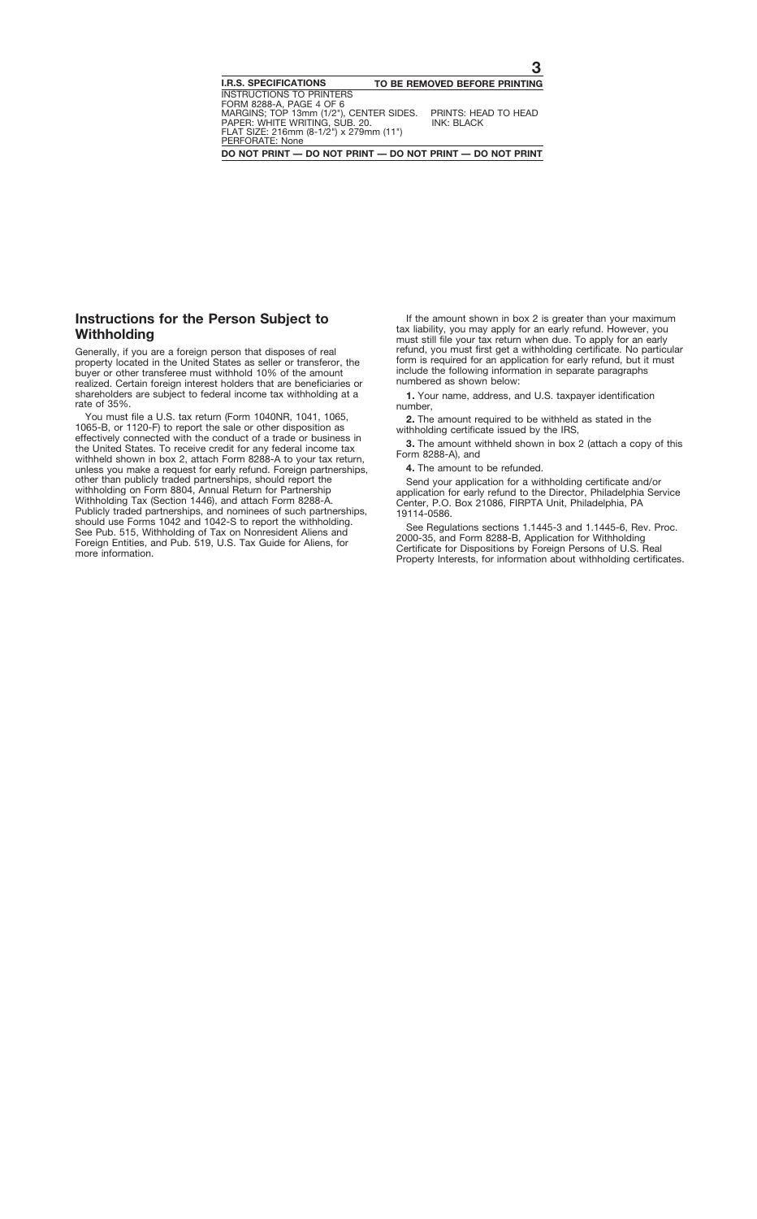## Instructions for the Person Subject to Withholding

Generally, if you are a foreign person that disposes of real property located in the United States as seller or transferor, the buyer or other transferee must withhold 10% of the amount realized. Certain foreign interest holders that are beneficiaries or shareholders are subject to federal income tax withholding at a rate of 35%.

You must file a U.S. tax return (Form 1040NR, 1041, 1065, 1065-B, or 1120-F) to report the sale or other disposition as effectively connected with the conduct of a trade or business in the United States. To receive credit for any federal income tax withheld shown in box 2, attach Form 8288-A to your tax return, unless you make a request for early refund. Foreign partnerships, other than publicly traded partnerships, should report the withholding on Form 8804, Annual Return for Partnership Withholding Tax (Section 1446), and attach Form 8288-A. Publicly traded partnerships, and nominees of such partnerships, should use Forms 1042 and 1042-S to report the withholding. See Pub. 515, Withholding of Tax on Nonresident Aliens and Foreign Entities, and Pub. 519, U.S. Tax Guide for Aliens, for more information.

If the amount shown in box 2 is greater than your maximum tax liability, you may apply for an early refund. However, you must still file your tax return when due. To apply for an early refund, you must first get a withholding certificate. No particular form is required for an application for early refund, but it must include the following information in separate paragraphs numbered as shown below:

**1.** Your name, address, and U.S. taxpayer identification number,

**2.** The amount required to be withheld as stated in the withholding certificate issued by the IRS,

**3.** The amount withheld shown in box 2 (attach a copy of this Form 8288-A), and

**4.** The amount to be refunded.

Send your application for a withholding certificate and/or application for early refund to the Director, Philadelphia Service Center, P.O. Box 21086, FIRPTA Unit, Philadelphia, PA 19114-0586.

See Regulations sections 1.1445-3 and 1.1445-6, Rev. Proc. 2000-35, and Form 8288-B, Application for Withholding Certificate for Dispositions by Foreign Persons of U.S. Real Property Interests, for information about withholding certificates.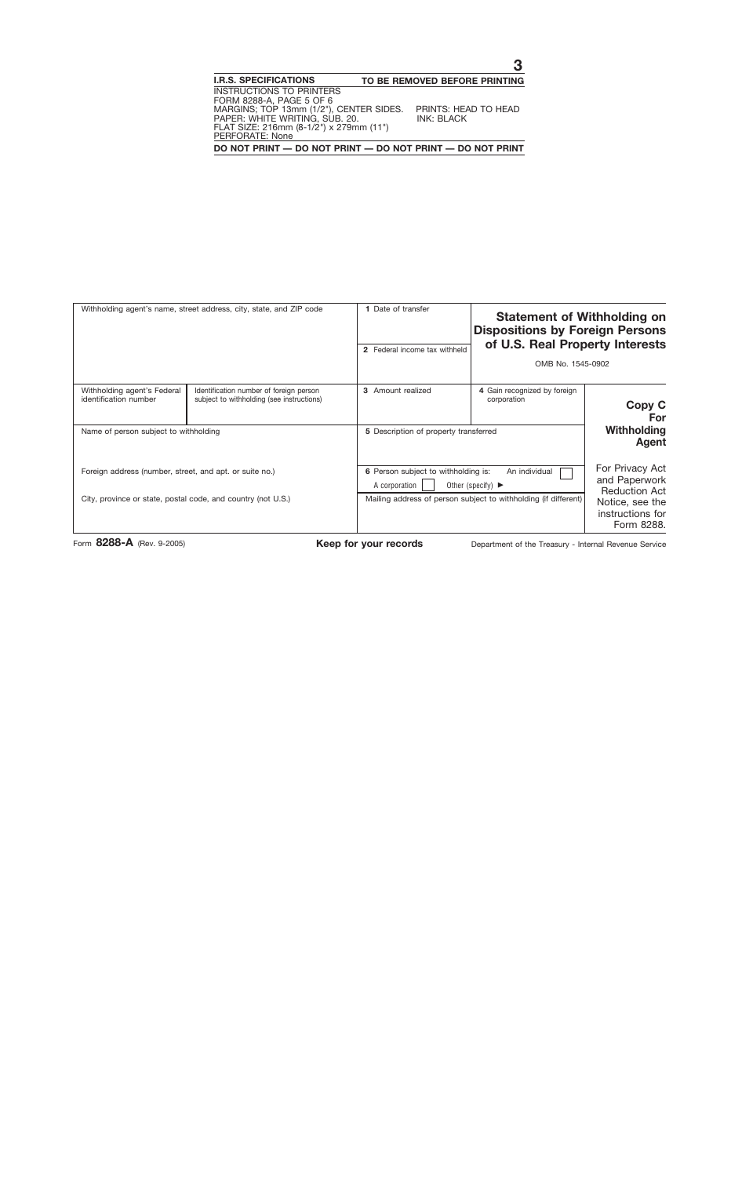3

**I.R.S. SPECIFICATIONS** **TO BE REMOVED BEFORE PRINTING**

INSTRUCTIONS TO PRINTERS
FORM 8288-A, PAGE 5 OF 6
MARGINS; TOP 13mm (1/2"), CENTER SIDES. PRINTS: HEAD TO HEAD
PAPER: WHITE WRITING, SUB. 20. INK: BLACK
FLAT SIZE: 216mm (8-1/2") x 279mm (11")
PERFORATE: None

**DO NOT PRINT — DO NOT PRINT — DO NOT PRINT — DO NOT PRINT**

| Withholding agent's name, street address, city, state, and ZIP code | | 1 Date of transfer<br><br>2 Federal income tax withheld | **Statement of Withholding on Dispositions by Foreign Persons of U.S. Real Property Interests**<br><br>OMB No. 1545-0902 | |
|---|---|---|---|---|
| Withholding agent's Federal identification number | Identification number of foreign person subject to withholding (see instructions) | 3 Amount realized | 4 Gain recognized by foreign corporation | **Copy C For Withholding Agent** |
| Name of person subject to withholding | | 5 Description of property transferred | | |
| Foreign address (number, street, and apt. or suite no.)<br><br>City, province or state, postal code, and country (not U.S.) | | 6 Person subject to withholding is: An individual ☐ A corporation ☐ Other (specify) ►<br><br>Mailing address of person subject to withholding (if different) | | For Privacy Act and Paperwork Reduction Act Notice, see the instructions for Form 8288. |

Form **8288-A** (Rev. 9-2005) **Keep for your records** Department of the Treasury - Internal Revenue Service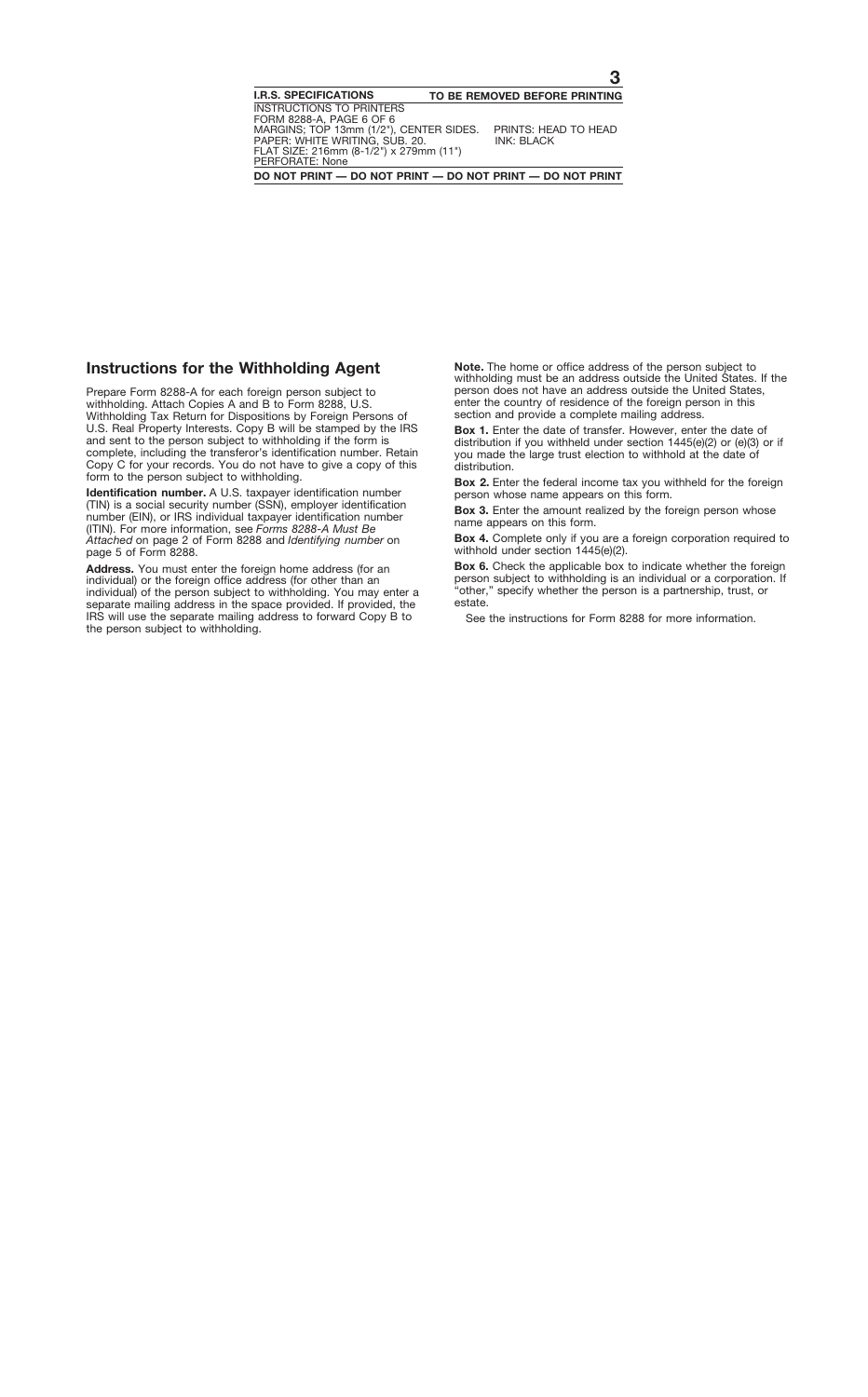## Instructions for the Withholding Agent

Prepare Form 8288-A for each foreign person subject to withholding. Attach Copies A and B to Form 8288, U.S. Withholding Tax Return for Dispositions by Foreign Persons of U.S. Real Property Interests. Copy B will be stamped by the IRS and sent to the person subject to withholding if the form is complete, including the transferor's identification number. Retain Copy C for your records. You do not have to give a copy of this form to the person subject to withholding.

**Identification number.** A U.S. taxpayer identification number (TIN) is a social security number (SSN), employer identification number (EIN), or IRS individual taxpayer identification number (ITIN). For more information, see *Forms 8288-A Must Be Attached* on page 2 of Form 8288 and *Identifying number* on page 5 of Form 8288.

**Address.** You must enter the foreign home address (for an individual) or the foreign office address (for other than an individual) of the person subject to withholding. You may enter a separate mailing address in the space provided. If provided, the IRS will use the separate mailing address to forward Copy B to the person subject to withholding.

**Note.** The home or office address of the person subject to withholding must be an address outside the United States. If the person does not have an address outside the United States, enter the country of residence of the foreign person in this section and provide a complete mailing address.

**Box 1.** Enter the date of transfer. However, enter the date of distribution if you withheld under section 1445(e)(2) or (e)(3) or if you made the large trust election to withhold at the date of distribution.

**Box 2.** Enter the federal income tax you withheld for the foreign person whose name appears on this form.

**Box 3.** Enter the amount realized by the foreign person whose name appears on this form.

**Box 4.** Complete only if you are a foreign corporation required to withhold under section 1445(e)(2).

**Box 6.** Check the applicable box to indicate whether the foreign person subject to withholding is an individual or a corporation. If "other," specify whether the person is a partnership, trust, or estate.

See the instructions for Form 8288 for more information.